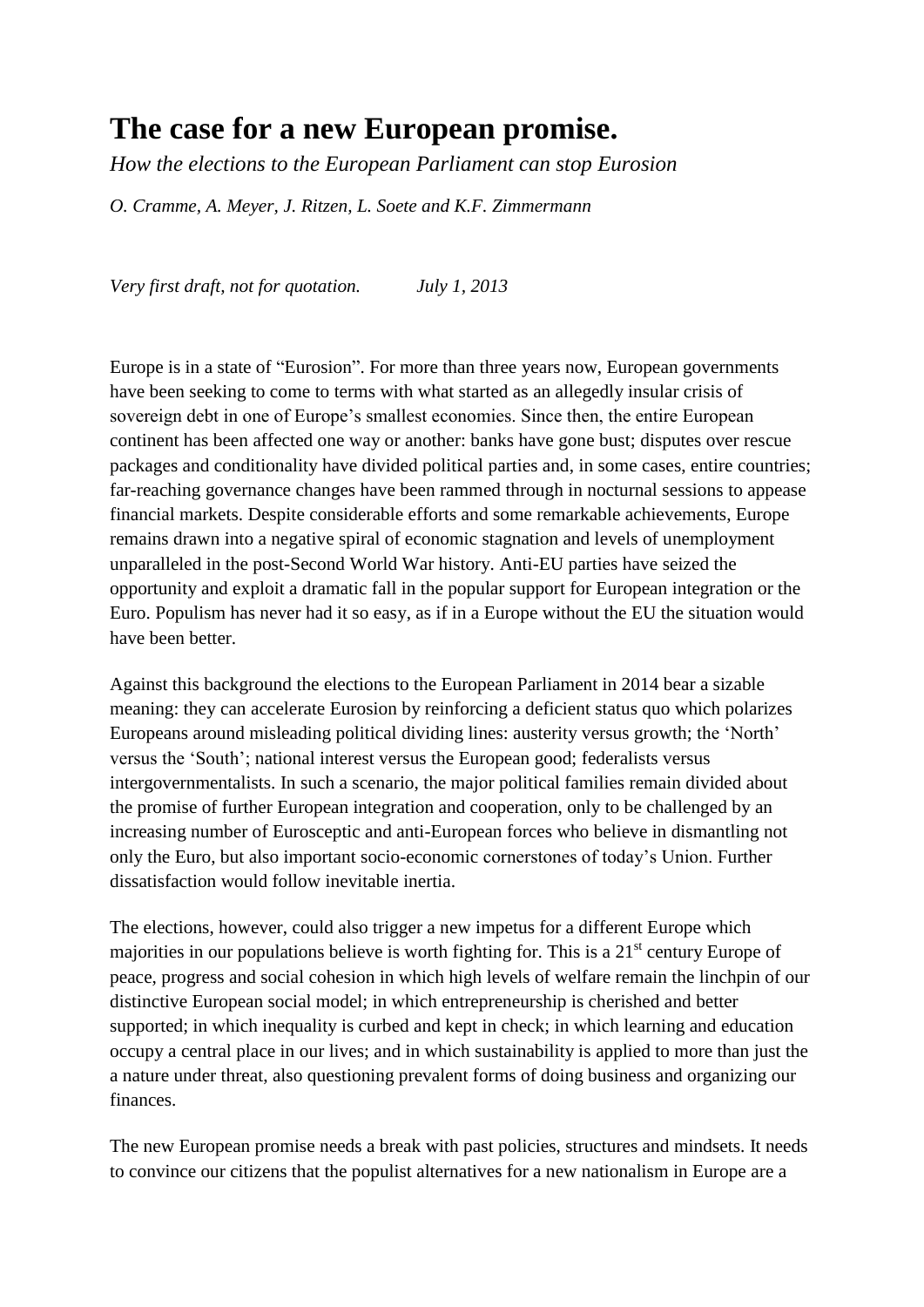# The case for a new European promise.

*How the elections to the European Parliament can stop Eurosion*

*O. Cramme, A. Meyer, J. Ritzen, L. Soete and K.F. Zimmermann*

*Very first draft, not for quotation.* *July 1, 2013*

Europe is in a state of "Eurosion". For more than three years now, European governments have been seeking to come to terms with what started as an allegedly insular crisis of sovereign debt in one of Europe's smallest economies. Since then, the entire European continent has been affected one way or another: banks have gone bust; disputes over rescue packages and conditionality have divided political parties and, in some cases, entire countries; far-reaching governance changes have been rammed through in nocturnal sessions to appease financial markets. Despite considerable efforts and some remarkable achievements, Europe remains drawn into a negative spiral of economic stagnation and levels of unemployment unparalleled in the post-Second World War history. Anti-EU parties have seized the opportunity and exploit a dramatic fall in the popular support for European integration or the Euro. Populism has never had it so easy, as if in a Europe without the EU the situation would have been better.

Against this background the elections to the European Parliament in 2014 bear a sizable meaning: they can accelerate Eurosion by reinforcing a deficient status quo which polarizes Europeans around misleading political dividing lines: austerity versus growth; the 'North' versus the 'South'; national interest versus the European good; federalists versus intergovernmentalists. In such a scenario, the major political families remain divided about the promise of further European integration and cooperation, only to be challenged by an increasing number of Eurosceptic and anti-European forces who believe in dismantling not only the Euro, but also important socio-economic cornerstones of today's Union. Further dissatisfaction would follow inevitable inertia.

The elections, however, could also trigger a new impetus for a different Europe which majorities in our populations believe is worth fighting for. This is a 21st century Europe of peace, progress and social cohesion in which high levels of welfare remain the linchpin of our distinctive European social model; in which entrepreneurship is cherished and better supported; in which inequality is curbed and kept in check; in which learning and education occupy a central place in our lives; and in which sustainability is applied to more than just the a nature under threat, also questioning prevalent forms of doing business and organizing our finances.

The new European promise needs a break with past policies, structures and mindsets. It needs to convince our citizens that the populist alternatives for a new nationalism in Europe are a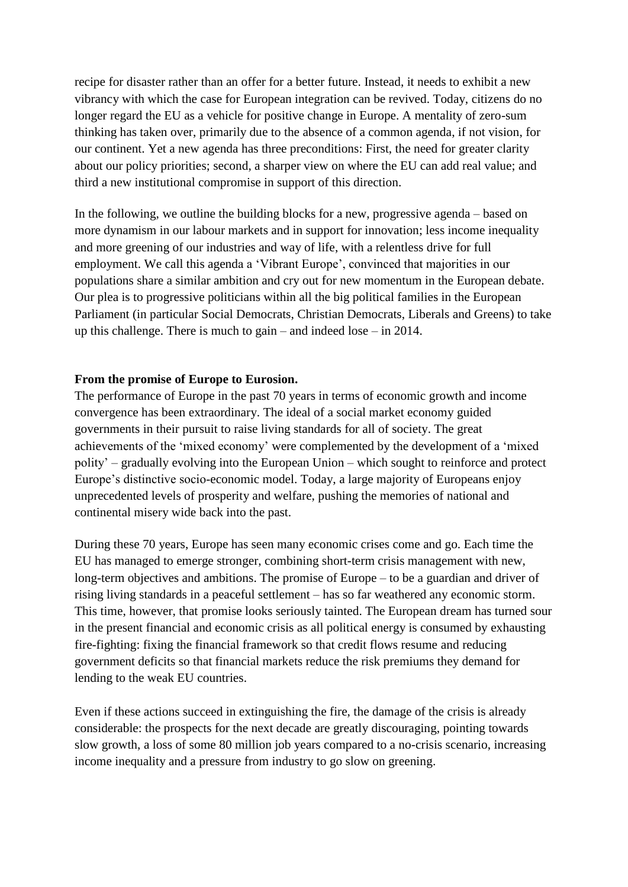recipe for disaster rather than an offer for a better future. Instead, it needs to exhibit a new vibrancy with which the case for European integration can be revived. Today, citizens do no longer regard the EU as a vehicle for positive change in Europe. A mentality of zero-sum thinking has taken over, primarily due to the absence of a common agenda, if not vision, for our continent. Yet a new agenda has three preconditions: First, the need for greater clarity about our policy priorities; second, a sharper view on where the EU can add real value; and third a new institutional compromise in support of this direction.

In the following, we outline the building blocks for a new, progressive agenda – based on more dynamism in our labour markets and in support for innovation; less income inequality and more greening of our industries and way of life, with a relentless drive for full employment. We call this agenda a 'Vibrant Europe', convinced that majorities in our populations share a similar ambition and cry out for new momentum in the European debate. Our plea is to progressive politicians within all the big political families in the European Parliament (in particular Social Democrats, Christian Democrats, Liberals and Greens) to take up this challenge. There is much to gain – and indeed lose – in 2014.

**From the promise of Europe to Eurosion.**

The performance of Europe in the past 70 years in terms of economic growth and income convergence has been extraordinary. The ideal of a social market economy guided governments in their pursuit to raise living standards for all of society. The great achievements of the 'mixed economy' were complemented by the development of a 'mixed polity' – gradually evolving into the European Union – which sought to reinforce and protect Europe's distinctive socio-economic model. Today, a large majority of Europeans enjoy unprecedented levels of prosperity and welfare, pushing the memories of national and continental misery wide back into the past.

During these 70 years, Europe has seen many economic crises come and go. Each time the EU has managed to emerge stronger, combining short-term crisis management with new, long-term objectives and ambitions. The promise of Europe – to be a guardian and driver of rising living standards in a peaceful settlement – has so far weathered any economic storm. This time, however, that promise looks seriously tainted. The European dream has turned sour in the present financial and economic crisis as all political energy is consumed by exhausting fire-fighting: fixing the financial framework so that credit flows resume and reducing government deficits so that financial markets reduce the risk premiums they demand for lending to the weak EU countries.

Even if these actions succeed in extinguishing the fire, the damage of the crisis is already considerable: the prospects for the next decade are greatly discouraging, pointing towards slow growth, a loss of some 80 million job years compared to a no-crisis scenario, increasing income inequality and a pressure from industry to go slow on greening.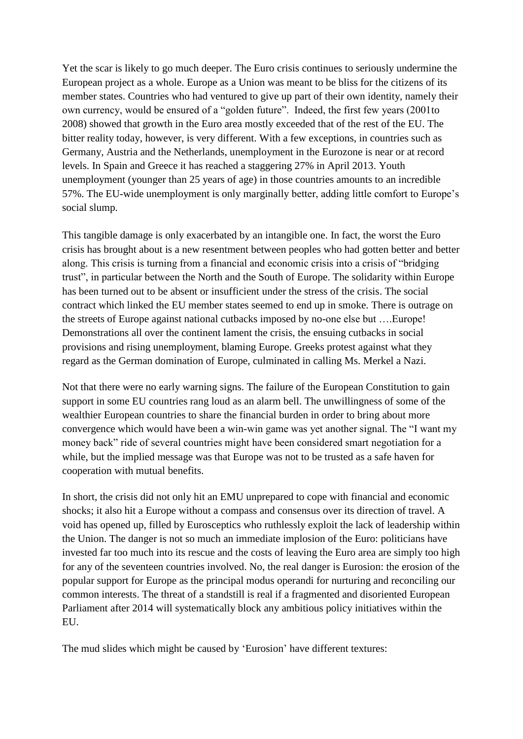Yet the scar is likely to go much deeper. The Euro crisis continues to seriously undermine the European project as a whole. Europe as a Union was meant to be bliss for the citizens of its member states. Countries who had ventured to give up part of their own identity, namely their own currency, would be ensured of a "golden future". Indeed, the first few years (2001to 2008) showed that growth in the Euro area mostly exceeded that of the rest of the EU. The bitter reality today, however, is very different. With a few exceptions, in countries such as Germany, Austria and the Netherlands, unemployment in the Eurozone is near or at record levels. In Spain and Greece it has reached a staggering 27% in April 2013. Youth unemployment (younger than 25 years of age) in those countries amounts to an incredible 57%. The EU-wide unemployment is only marginally better, adding little comfort to Europe's social slump.

This tangible damage is only exacerbated by an intangible one. In fact, the worst the Euro crisis has brought about is a new resentment between peoples who had gotten better and better along. This crisis is turning from a financial and economic crisis into a crisis of "bridging trust", in particular between the North and the South of Europe. The solidarity within Europe has been turned out to be absent or insufficient under the stress of the crisis. The social contract which linked the EU member states seemed to end up in smoke. There is outrage on the streets of Europe against national cutbacks imposed by no-one else but ….Europe! Demonstrations all over the continent lament the crisis, the ensuing cutbacks in social provisions and rising unemployment, blaming Europe. Greeks protest against what they regard as the German domination of Europe, culminated in calling Ms. Merkel a Nazi.

Not that there were no early warning signs. The failure of the European Constitution to gain support in some EU countries rang loud as an alarm bell. The unwillingness of some of the wealthier European countries to share the financial burden in order to bring about more convergence which would have been a win-win game was yet another signal. The "I want my money back" ride of several countries might have been considered smart negotiation for a while, but the implied message was that Europe was not to be trusted as a safe haven for cooperation with mutual benefits.

In short, the crisis did not only hit an EMU unprepared to cope with financial and economic shocks; it also hit a Europe without a compass and consensus over its direction of travel. A void has opened up, filled by Eurosceptics who ruthlessly exploit the lack of leadership within the Union. The danger is not so much an immediate implosion of the Euro: politicians have invested far too much into its rescue and the costs of leaving the Euro area are simply too high for any of the seventeen countries involved. No, the real danger is Eurosion: the erosion of the popular support for Europe as the principal modus operandi for nurturing and reconciling our common interests. The threat of a standstill is real if a fragmented and disoriented European Parliament after 2014 will systematically block any ambitious policy initiatives within the EU.

The mud slides which might be caused by 'Eurosion' have different textures: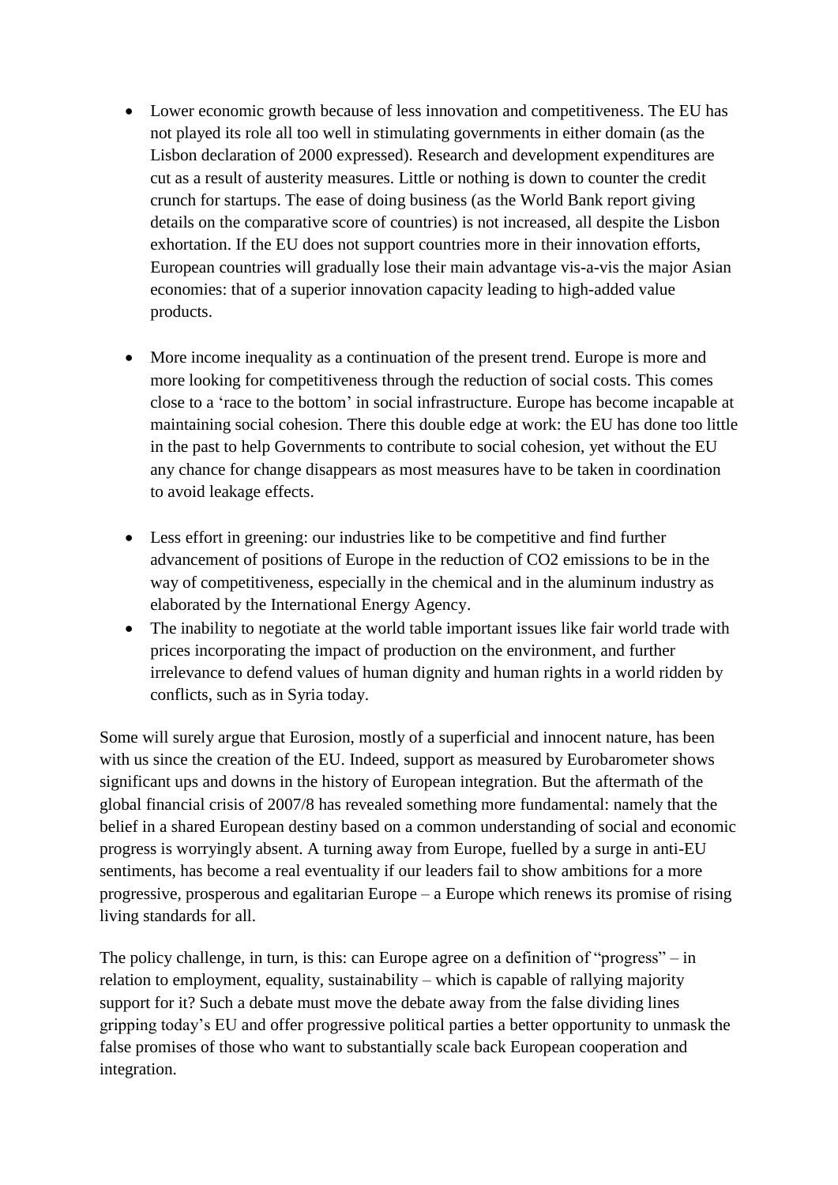- Lower economic growth because of less innovation and competitiveness. The EU has not played its role all too well in stimulating governments in either domain (as the Lisbon declaration of 2000 expressed). Research and development expenditures are cut as a result of austerity measures. Little or nothing is down to counter the credit crunch for startups. The ease of doing business (as the World Bank report giving details on the comparative score of countries) is not increased, all despite the Lisbon exhortation. If the EU does not support countries more in their innovation efforts, European countries will gradually lose their main advantage vis-a-vis the major Asian economies: that of a superior innovation capacity leading to high-added value products.

- More income inequality as a continuation of the present trend. Europe is more and more looking for competitiveness through the reduction of social costs. This comes close to a 'race to the bottom' in social infrastructure. Europe has become incapable at maintaining social cohesion. There this double edge at work: the EU has done too little in the past to help Governments to contribute to social cohesion, yet without the EU any chance for change disappears as most measures have to be taken in coordination to avoid leakage effects.

- Less effort in greening: our industries like to be competitive and find further advancement of positions of Europe in the reduction of $CO_2$ emissions to be in the way of competitiveness, especially in the chemical and in the aluminum industry as elaborated by the International Energy Agency.
- The inability to negotiate at the world table important issues like fair world trade with prices incorporating the impact of production on the environment, and further irrelevance to defend values of human dignity and human rights in a world ridden by conflicts, such as in Syria today.

Some will surely argue that Eurosion, mostly of a superficial and innocent nature, has been with us since the creation of the EU. Indeed, support as measured by Eurobarometer shows significant ups and downs in the history of European integration. But the aftermath of the global financial crisis of 2007/8 has revealed something more fundamental: namely that the belief in a shared European destiny based on a common understanding of social and economic progress is worryingly absent. A turning away from Europe, fuelled by a surge in anti-EU sentiments, has become a real eventuality if our leaders fail to show ambitions for a more progressive, prosperous and egalitarian Europe – a Europe which renews its promise of rising living standards for all.

The policy challenge, in turn, is this: can Europe agree on a definition of "progress" – in relation to employment, equality, sustainability – which is capable of rallying majority support for it? Such a debate must move the debate away from the false dividing lines gripping today's EU and offer progressive political parties a better opportunity to unmask the false promises of those who want to substantially scale back European cooperation and integration.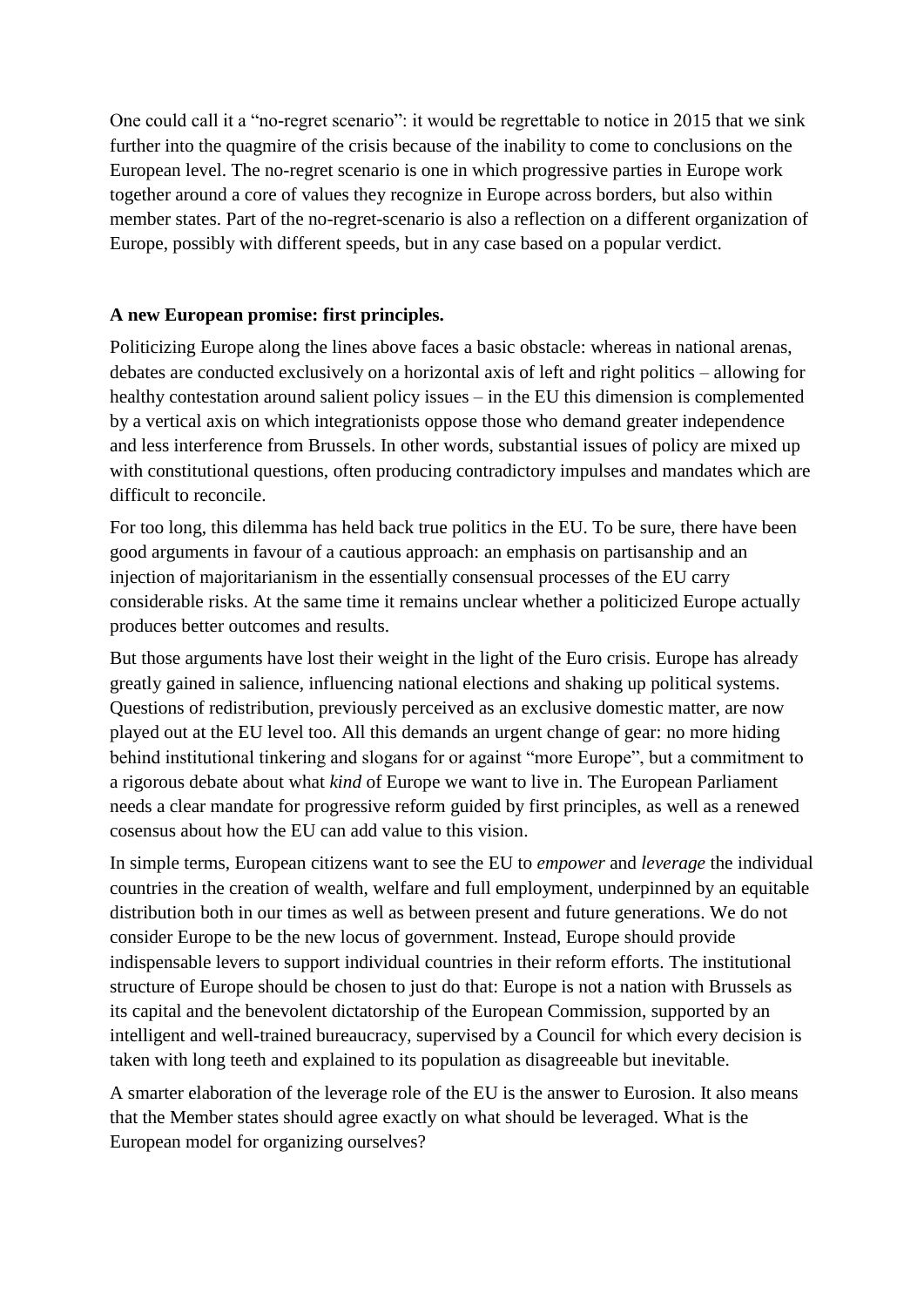One could call it a "no-regret scenario": it would be regrettable to notice in 2015 that we sink further into the quagmire of the crisis because of the inability to come to conclusions on the European level. The no-regret scenario is one in which progressive parties in Europe work together around a core of values they recognize in Europe across borders, but also within member states. Part of the no-regret-scenario is also a reflection on a different organization of Europe, possibly with different speeds, but in any case based on a popular verdict.

**A new European promise: first principles.**

Politicizing Europe along the lines above faces a basic obstacle: whereas in national arenas, debates are conducted exclusively on a horizontal axis of left and right politics – allowing for healthy contestation around salient policy issues – in the EU this dimension is complemented by a vertical axis on which integrationists oppose those who demand greater independence and less interference from Brussels. In other words, substantial issues of policy are mixed up with constitutional questions, often producing contradictory impulses and mandates which are difficult to reconcile.

For too long, this dilemma has held back true politics in the EU. To be sure, there have been good arguments in favour of a cautious approach: an emphasis on partisanship and an injection of majoritarianism in the essentially consensual processes of the EU carry considerable risks. At the same time it remains unclear whether a politicized Europe actually produces better outcomes and results.

But those arguments have lost their weight in the light of the Euro crisis. Europe has already greatly gained in salience, influencing national elections and shaking up political systems. Questions of redistribution, previously perceived as an exclusive domestic matter, are now played out at the EU level too. All this demands an urgent change of gear: no more hiding behind institutional tinkering and slogans for or against "more Europe", but a commitment to a rigorous debate about what *kind* of Europe we want to live in. The European Parliament needs a clear mandate for progressive reform guided by first principles, as well as a renewed cosensus about how the EU can add value to this vision.

In simple terms, European citizens want to see the EU to *empower* and *leverage* the individual countries in the creation of wealth, welfare and full employment, underpinned by an equitable distribution both in our times as well as between present and future generations. We do not consider Europe to be the new locus of government. Instead, Europe should provide indispensable levers to support individual countries in their reform efforts. The institutional structure of Europe should be chosen to just do that: Europe is not a nation with Brussels as its capital and the benevolent dictatorship of the European Commission, supported by an intelligent and well-trained bureaucracy, supervised by a Council for which every decision is taken with long teeth and explained to its population as disagreeable but inevitable.

A smarter elaboration of the leverage role of the EU is the answer to Eurosion. It also means that the Member states should agree exactly on what should be leveraged. What is the European model for organizing ourselves?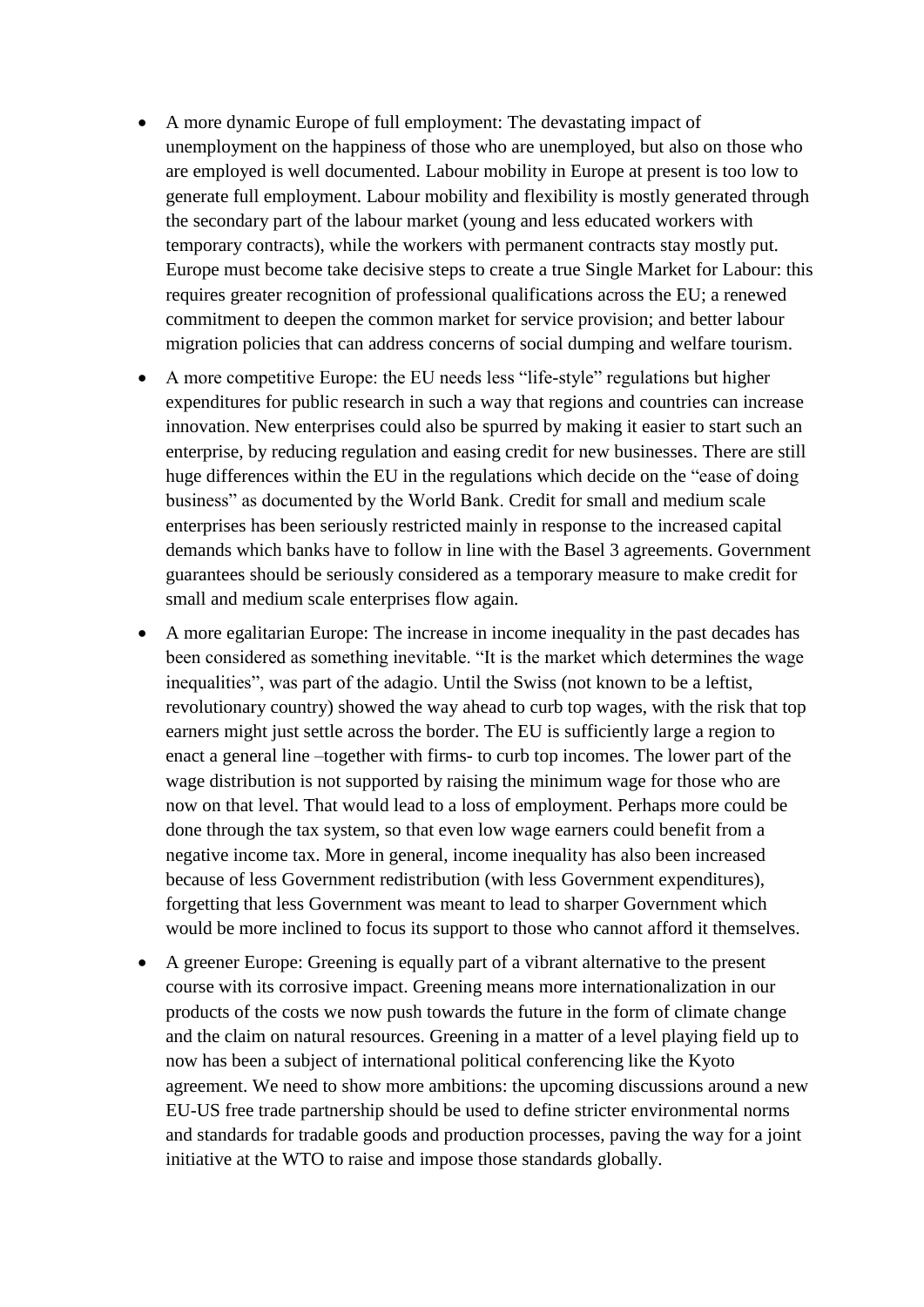- A more dynamic Europe of full employment: The devastating impact of unemployment on the happiness of those who are unemployed, but also on those who are employed is well documented. Labour mobility in Europe at present is too low to generate full employment. Labour mobility and flexibility is mostly generated through the secondary part of the labour market (young and less educated workers with temporary contracts), while the workers with permanent contracts stay mostly put. Europe must become take decisive steps to create a true Single Market for Labour: this requires greater recognition of professional qualifications across the EU; a renewed commitment to deepen the common market for service provision; and better labour migration policies that can address concerns of social dumping and welfare tourism.
- A more competitive Europe: the EU needs less "life-style" regulations but higher expenditures for public research in such a way that regions and countries can increase innovation. New enterprises could also be spurred by making it easier to start such an enterprise, by reducing regulation and easing credit for new businesses. There are still huge differences within the EU in the regulations which decide on the "ease of doing business" as documented by the World Bank. Credit for small and medium scale enterprises has been seriously restricted mainly in response to the increased capital demands which banks have to follow in line with the Basel 3 agreements. Government guarantees should be seriously considered as a temporary measure to make credit for small and medium scale enterprises flow again.
- A more egalitarian Europe: The increase in income inequality in the past decades has been considered as something inevitable. "It is the market which determines the wage inequalities", was part of the adagio. Until the Swiss (not known to be a leftist, revolutionary country) showed the way ahead to curb top wages, with the risk that top earners might just settle across the border. The EU is sufficiently large a region to enact a general line –together with firms- to curb top incomes. The lower part of the wage distribution is not supported by raising the minimum wage for those who are now on that level. That would lead to a loss of employment. Perhaps more could be done through the tax system, so that even low wage earners could benefit from a negative income tax. More in general, income inequality has also been increased because of less Government redistribution (with less Government expenditures), forgetting that less Government was meant to lead to sharper Government which would be more inclined to focus its support to those who cannot afford it themselves.
- A greener Europe: Greening is equally part of a vibrant alternative to the present course with its corrosive impact. Greening means more internationalization in our products of the costs we now push towards the future in the form of climate change and the claim on natural resources. Greening in a matter of a level playing field up to now has been a subject of international political conferencing like the Kyoto agreement. We need to show more ambitions: the upcoming discussions around a new EU-US free trade partnership should be used to define stricter environmental norms and standards for tradable goods and production processes, paving the way for a joint initiative at the WTO to raise and impose those standards globally.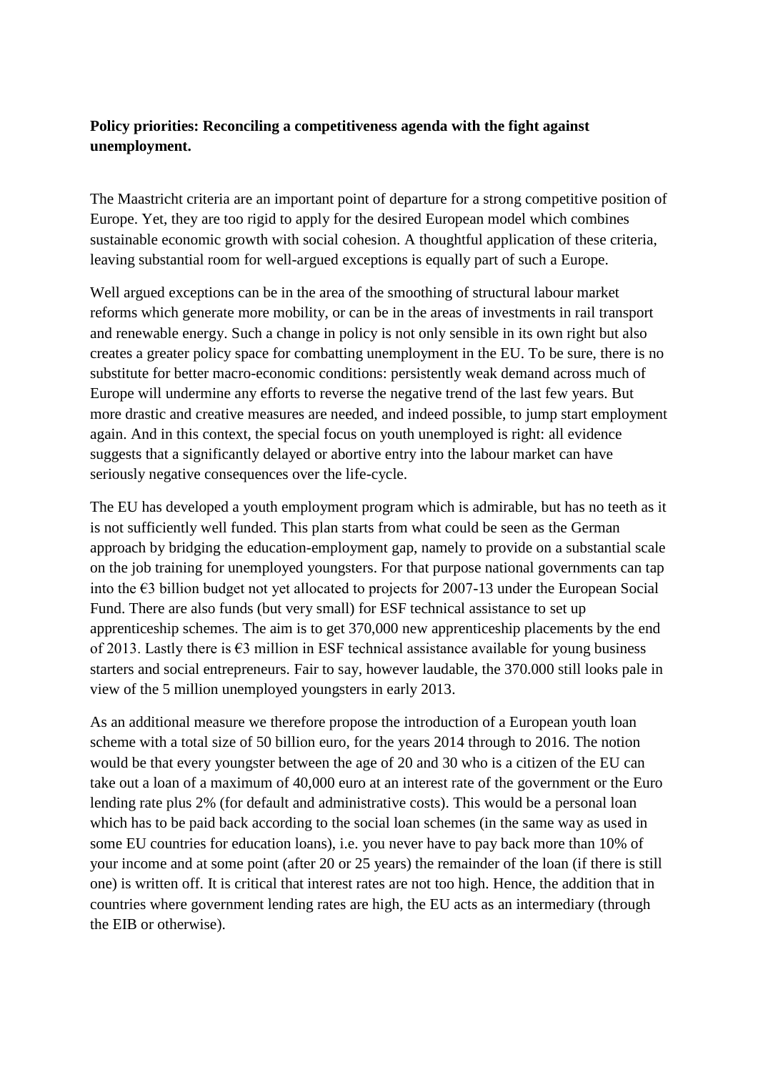**Policy priorities: Reconciling a competitiveness agenda with the fight against unemployment.**

The Maastricht criteria are an important point of departure for a strong competitive position of Europe. Yet, they are too rigid to apply for the desired European model which combines sustainable economic growth with social cohesion. A thoughtful application of these criteria, leaving substantial room for well-argued exceptions is equally part of such a Europe.

Well argued exceptions can be in the area of the smoothing of structural labour market reforms which generate more mobility, or can be in the areas of investments in rail transport and renewable energy. Such a change in policy is not only sensible in its own right but also creates a greater policy space for combatting unemployment in the EU. To be sure, there is no substitute for better macro-economic conditions: persistently weak demand across much of Europe will undermine any efforts to reverse the negative trend of the last few years. But more drastic and creative measures are needed, and indeed possible, to jump start employment again. And in this context, the special focus on youth unemployed is right: all evidence suggests that a significantly delayed or abortive entry into the labour market can have seriously negative consequences over the life-cycle.

The EU has developed a youth employment program which is admirable, but has no teeth as it is not sufficiently well funded. This plan starts from what could be seen as the German approach by bridging the education-employment gap, namely to provide on a substantial scale on the job training for unemployed youngsters. For that purpose national governments can tap into the €3 billion budget not yet allocated to projects for 2007-13 under the European Social Fund. There are also funds (but very small) for ESF technical assistance to set up apprenticeship schemes. The aim is to get 370,000 new apprenticeship placements by the end of 2013. Lastly there is €3 million in ESF technical assistance available for young business starters and social entrepreneurs. Fair to say, however laudable, the 370.000 still looks pale in view of the 5 million unemployed youngsters in early 2013.

As an additional measure we therefore propose the introduction of a European youth loan scheme with a total size of 50 billion euro, for the years 2014 through to 2016. The notion would be that every youngster between the age of 20 and 30 who is a citizen of the EU can take out a loan of a maximum of 40,000 euro at an interest rate of the government or the Euro lending rate plus 2% (for default and administrative costs). This would be a personal loan which has to be paid back according to the social loan schemes (in the same way as used in some EU countries for education loans), i.e. you never have to pay back more than 10% of your income and at some point (after 20 or 25 years) the remainder of the loan (if there is still one) is written off. It is critical that interest rates are not too high. Hence, the addition that in countries where government lending rates are high, the EU acts as an intermediary (through the EIB or otherwise).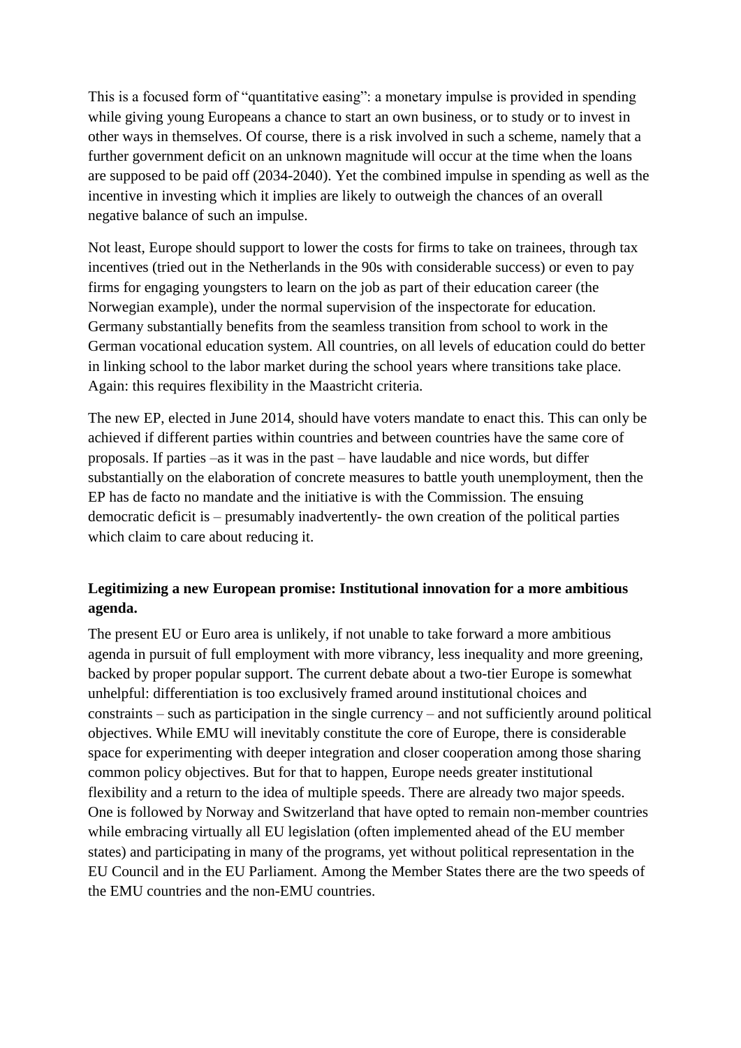This is a focused form of “quantitative easing”: a monetary impulse is provided in spending while giving young Europeans a chance to start an own business, or to study or to invest in other ways in themselves. Of course, there is a risk involved in such a scheme, namely that a further government deficit on an unknown magnitude will occur at the time when the loans are supposed to be paid off (2034-2040). Yet the combined impulse in spending as well as the incentive in investing which it implies are likely to outweigh the chances of an overall negative balance of such an impulse.

Not least, Europe should support to lower the costs for firms to take on trainees, through tax incentives (tried out in the Netherlands in the 90s with considerable success) or even to pay firms for engaging youngsters to learn on the job as part of their education career (the Norwegian example), under the normal supervision of the inspectorate for education. Germany substantially benefits from the seamless transition from school to work in the German vocational education system. All countries, on all levels of education could do better in linking school to the labor market during the school years where transitions take place. Again: this requires flexibility in the Maastricht criteria.

The new EP, elected in June 2014, should have voters mandate to enact this. This can only be achieved if different parties within countries and between countries have the same core of proposals. If parties –as it was in the past – have laudable and nice words, but differ substantially on the elaboration of concrete measures to battle youth unemployment, then the EP has de facto no mandate and the initiative is with the Commission. The ensuing democratic deficit is – presumably inadvertently- the own creation of the political parties which claim to care about reducing it.

**Legitimizing a new European promise: Institutional innovation for a more ambitious agenda.**

The present EU or Euro area is unlikely, if not unable to take forward a more ambitious agenda in pursuit of full employment with more vibrancy, less inequality and more greening, backed by proper popular support. The current debate about a two-tier Europe is somewhat unhelpful: differentiation is too exclusively framed around institutional choices and constraints – such as participation in the single currency – and not sufficiently around political objectives. While EMU will inevitably constitute the core of Europe, there is considerable space for experimenting with deeper integration and closer cooperation among those sharing common policy objectives. But for that to happen, Europe needs greater institutional flexibility and a return to the idea of multiple speeds. There are already two major speeds. One is followed by Norway and Switzerland that have opted to remain non-member countries while embracing virtually all EU legislation (often implemented ahead of the EU member states) and participating in many of the programs, yet without political representation in the EU Council and in the EU Parliament. Among the Member States there are the two speeds of the EMU countries and the non-EMU countries.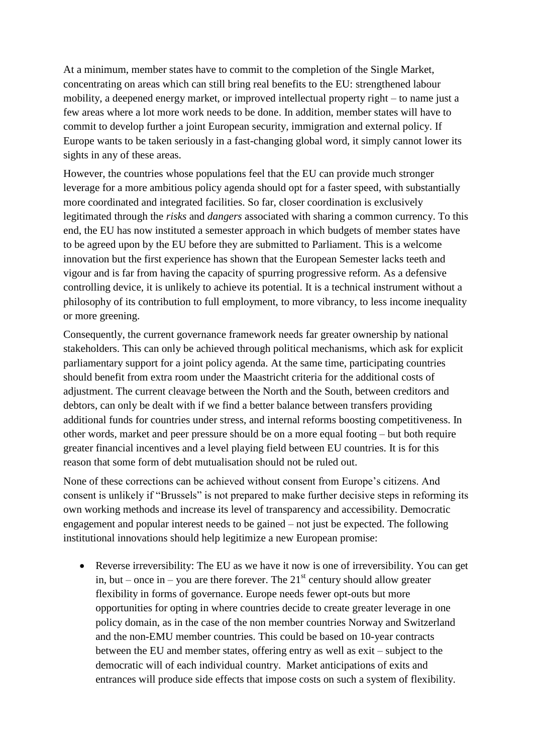At a minimum, member states have to commit to the completion of the Single Market, concentrating on areas which can still bring real benefits to the EU: strengthened labour mobility, a deepened energy market, or improved intellectual property right – to name just a few areas where a lot more work needs to be done. In addition, member states will have to commit to develop further a joint European security, immigration and external policy. If Europe wants to be taken seriously in a fast-changing global word, it simply cannot lower its sights in any of these areas.

However, the countries whose populations feel that the EU can provide much stronger leverage for a more ambitious policy agenda should opt for a faster speed, with substantially more coordinated and integrated facilities. So far, closer coordination is exclusively legitimated through the *risks* and *dangers* associated with sharing a common currency. To this end, the EU has now instituted a semester approach in which budgets of member states have to be agreed upon by the EU before they are submitted to Parliament. This is a welcome innovation but the first experience has shown that the European Semester lacks teeth and vigour and is far from having the capacity of spurring progressive reform. As a defensive controlling device, it is unlikely to achieve its potential. It is a technical instrument without a philosophy of its contribution to full employment, to more vibrancy, to less income inequality or more greening.

Consequently, the current governance framework needs far greater ownership by national stakeholders. This can only be achieved through political mechanisms, which ask for explicit parliamentary support for a joint policy agenda. At the same time, participating countries should benefit from extra room under the Maastricht criteria for the additional costs of adjustment. The current cleavage between the North and the South, between creditors and debtors, can only be dealt with if we find a better balance between transfers providing additional funds for countries under stress, and internal reforms boosting competitiveness. In other words, market and peer pressure should be on a more equal footing – but both require greater financial incentives and a level playing field between EU countries. It is for this reason that some form of debt mutualisation should not be ruled out.

None of these corrections can be achieved without consent from Europe's citizens. And consent is unlikely if "Brussels" is not prepared to make further decisive steps in reforming its own working methods and increase its level of transparency and accessibility. Democratic engagement and popular interest needs to be gained – not just be expected. The following institutional innovations should help legitimize a new European promise:

- Reverse irreversibility: The EU as we have it now is one of irreversibility. You can get in, but – once in – you are there forever. The 21st century should allow greater flexibility in forms of governance. Europe needs fewer opt-outs but more opportunities for opting in where countries decide to create greater leverage in one policy domain, as in the case of the non member countries Norway and Switzerland and the non-EMU member countries. This could be based on 10-year contracts between the EU and member states, offering entry as well as exit – subject to the democratic will of each individual country. Market anticipations of exits and entrances will produce side effects that impose costs on such a system of flexibility.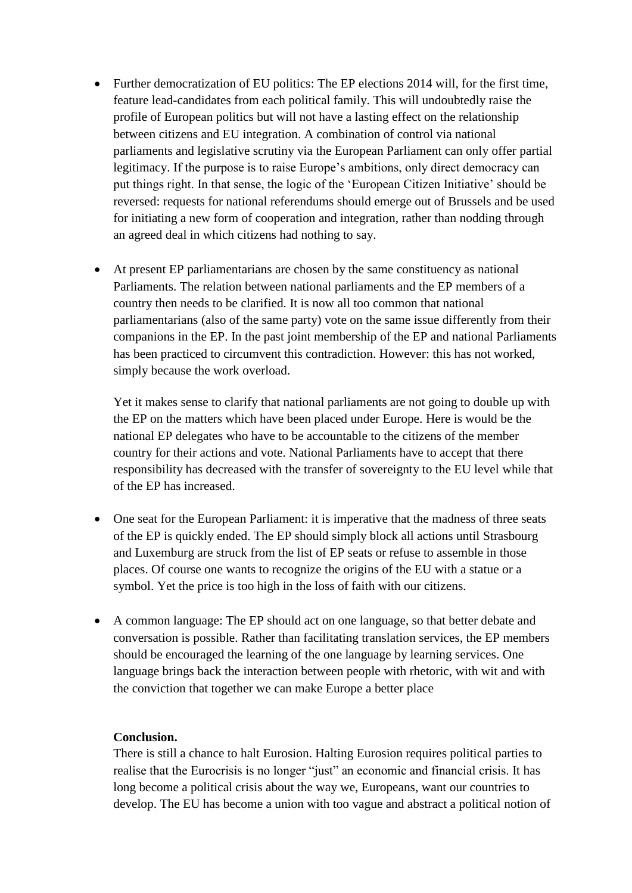- Further democratization of EU politics: The EP elections 2014 will, for the first time, feature lead-candidates from each political family. This will undoubtedly raise the profile of European politics but will not have a lasting effect on the relationship between citizens and EU integration. A combination of control via national parliaments and legislative scrutiny via the European Parliament can only offer partial legitimacy. If the purpose is to raise Europe's ambitions, only direct democracy can put things right. In that sense, the logic of the 'European Citizen Initiative' should be reversed: requests for national referendums should emerge out of Brussels and be used for initiating a new form of cooperation and integration, rather than nodding through an agreed deal in which citizens had nothing to say.

- At present EP parliamentarians are chosen by the same constituency as national Parliaments. The relation between national parliaments and the EP members of a country then needs to be clarified. It is now all too common that national parliamentarians (also of the same party) vote on the same issue differently from their companions in the EP. In the past joint membership of the EP and national Parliaments has been practiced to circumvent this contradiction. However: this has not worked, simply because the work overload.

  Yet it makes sense to clarify that national parliaments are not going to double up with the EP on the matters which have been placed under Europe. Here is would be the national EP delegates who have to be accountable to the citizens of the member country for their actions and vote. National Parliaments have to accept that there responsibility has decreased with the transfer of sovereignty to the EU level while that of the EP has increased.

- One seat for the European Parliament: it is imperative that the madness of three seats of the EP is quickly ended. The EP should simply block all actions until Strasbourg and Luxemburg are struck from the list of EP seats or refuse to assemble in those places. Of course one wants to recognize the origins of the EU with a statue or a symbol. Yet the price is too high in the loss of faith with our citizens.

- A common language: The EP should act on one language, so that better debate and conversation is possible. Rather than facilitating translation services, the EP members should be encouraged the learning of the one language by learning services. One language brings back the interaction between people with rhetoric, with wit and with the conviction that together we can make Europe a better place

**Conclusion.**

There is still a chance to halt Eurosion. Halting Eurosion requires political parties to realise that the Eurocrisis is no longer "just" an economic and financial crisis. It has long become a political crisis about the way we, Europeans, want our countries to develop. The EU has become a union with too vague and abstract a political notion of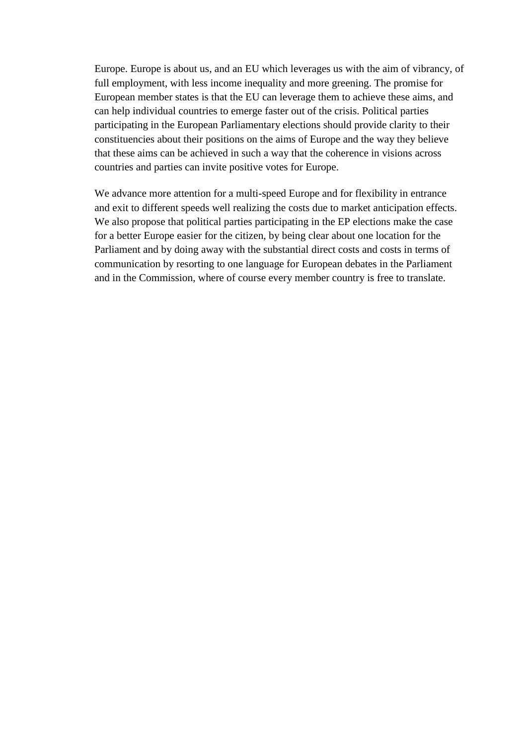Europe. Europe is about us, and an EU which leverages us with the aim of vibrancy, of full employment, with less income inequality and more greening. The promise for European member states is that the EU can leverage them to achieve these aims, and can help individual countries to emerge faster out of the crisis. Political parties participating in the European Parliamentary elections should provide clarity to their constituencies about their positions on the aims of Europe and the way they believe that these aims can be achieved in such a way that the coherence in visions across countries and parties can invite positive votes for Europe.

We advance more attention for a multi-speed Europe and for flexibility in entrance and exit to different speeds well realizing the costs due to market anticipation effects. We also propose that political parties participating in the EP elections make the case for a better Europe easier for the citizen, by being clear about one location for the Parliament and by doing away with the substantial direct costs and costs in terms of communication by resorting to one language for European debates in the Parliament and in the Commission, where of course every member country is free to translate.